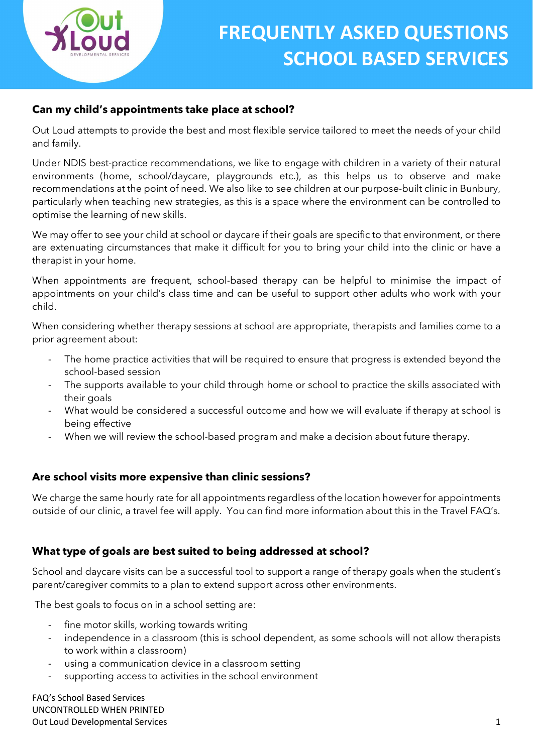# FREQUENTLY ASKED QUESTIONS
# SCHOOL BASED SERVICES

### Can my child's appointments take place at school?

Out Loud attempts to provide the best and most flexible service tailored to meet the needs of your child and family.

Under NDIS best-practice recommendations, we like to engage with children in a variety of their natural environments (home, school/daycare, playgrounds etc.), as this helps us to observe and make recommendations at the point of need. We also like to see children at our purpose-built clinic in Bunbury, particularly when teaching new strategies, as this is a space where the environment can be controlled to optimise the learning of new skills.

We may offer to see your child at school or daycare if their goals are specific to that environment, or there are extenuating circumstances that make it difficult for you to bring your child into the clinic or have a therapist in your home.

When appointments are frequent, school-based therapy can be helpful to minimise the impact of appointments on your child's class time and can be useful to support other adults who work with your child.

When considering whether therapy sessions at school are appropriate, therapists and families come to a prior agreement about:

- The home practice activities that will be required to ensure that progress is extended beyond the school-based session
- The supports available to your child through home or school to practice the skills associated with their goals
- What would be considered a successful outcome and how we will evaluate if therapy at school is being effective
- When we will review the school-based program and make a decision about future therapy.

### Are school visits more expensive than clinic sessions?

We charge the same hourly rate for all appointments regardless of the location however for appointments outside of our clinic, a travel fee will apply. You can find more information about this in the Travel FAQ's.

### What type of goals are best suited to being addressed at school?

School and daycare visits can be a successful tool to support a range of therapy goals when the student's parent/caregiver commits to a plan to extend support across other environments.

The best goals to focus on in a school setting are:

- fine motor skills, working towards writing
- independence in a classroom (this is school dependent, as some schools will not allow therapists to work within a classroom)
- using a communication device in a classroom setting
- supporting access to activities in the school environment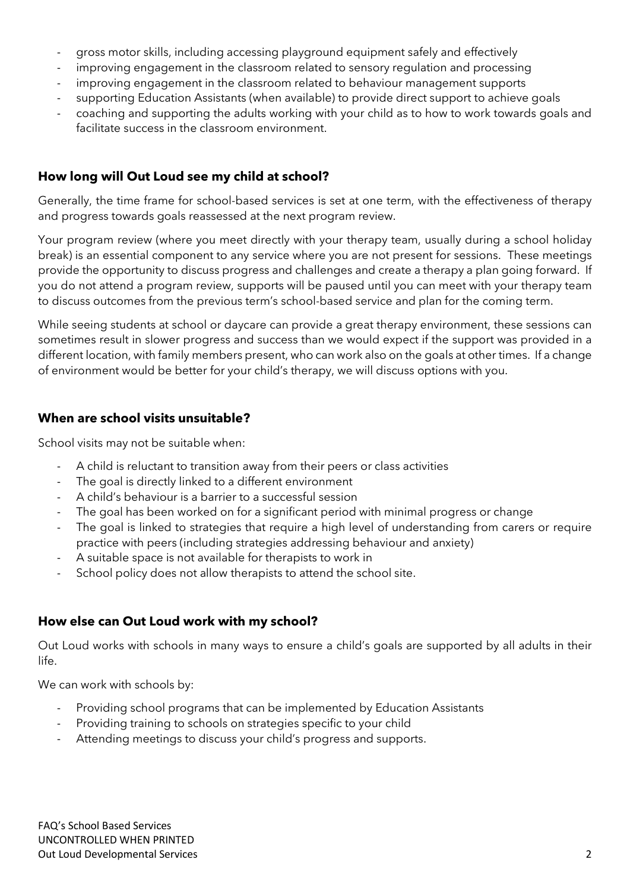- gross motor skills, including accessing playground equipment safely and effectively
- improving engagement in the classroom related to sensory regulation and processing
- improving engagement in the classroom related to behaviour management supports
- supporting Education Assistants (when available) to provide direct support to achieve goals
- coaching and supporting the adults working with your child as to how to work towards goals and facilitate success in the classroom environment.

## How long will Out Loud see my child at school?

Generally, the time frame for school-based services is set at one term, with the effectiveness of therapy and progress towards goals reassessed at the next program review.

Your program review (where you meet directly with your therapy team, usually during a school holiday break) is an essential component to any service where you are not present for sessions. These meetings provide the opportunity to discuss progress and challenges and create a therapy a plan going forward. If you do not attend a program review, supports will be paused until you can meet with your therapy team to discuss outcomes from the previous term's school-based service and plan for the coming term.

While seeing students at school or daycare can provide a great therapy environment, these sessions can sometimes result in slower progress and success than we would expect if the support was provided in a different location, with family members present, who can work also on the goals at other times. If a change of environment would be better for your child's therapy, we will discuss options with you.

## When are school visits unsuitable?

School visits may not be suitable when:

- A child is reluctant to transition away from their peers or class activities
- The goal is directly linked to a different environment
- A child's behaviour is a barrier to a successful session
- The goal has been worked on for a significant period with minimal progress or change
- The goal is linked to strategies that require a high level of understanding from carers or require practice with peers (including strategies addressing behaviour and anxiety)
- A suitable space is not available for therapists to work in
- School policy does not allow therapists to attend the school site.

## How else can Out Loud work with my school?

Out Loud works with schools in many ways to ensure a child's goals are supported by all adults in their life.

We can work with schools by:

- Providing school programs that can be implemented by Education Assistants
- Providing training to schools on strategies specific to your child
- Attending meetings to discuss your child's progress and supports.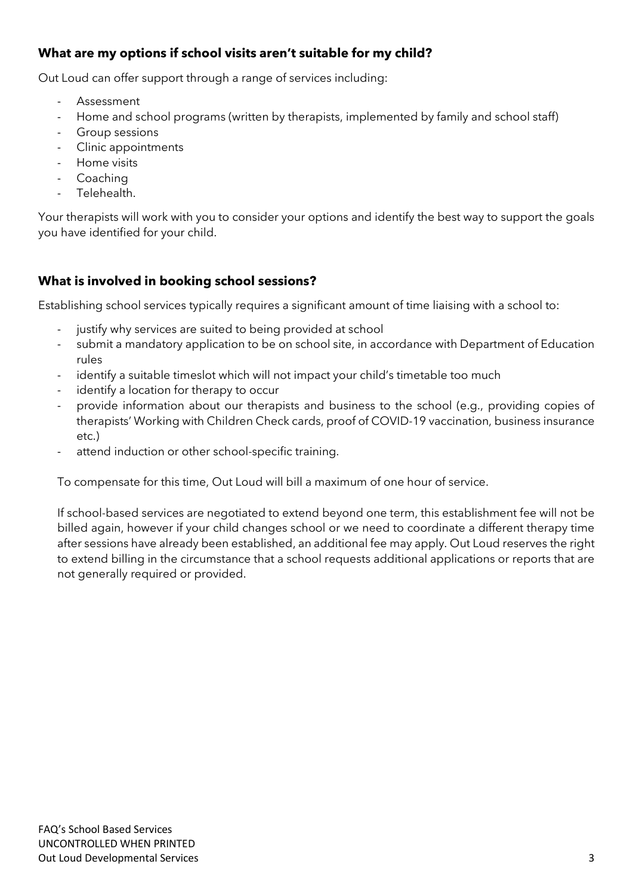### **What are my options if school visits aren't suitable for my child?**

Out Loud can offer support through a range of services including:

- Assessment
- Home and school programs (written by therapists, implemented by family and school staff)
- Group sessions
- Clinic appointments
- Home visits
- Coaching
- Telehealth.

Your therapists will work with you to consider your options and identify the best way to support the goals you have identified for your child.

### **What is involved in booking school sessions?**

Establishing school services typically requires a significant amount of time liaising with a school to:

- justify why services are suited to being provided at school
- submit a mandatory application to be on school site, in accordance with Department of Education rules
- identify a suitable timeslot which will not impact your child's timetable too much
- identify a location for therapy to occur
- provide information about our therapists and business to the school (e.g., providing copies of therapists' Working with Children Check cards, proof of COVID-19 vaccination, business insurance etc.)
- attend induction or other school-specific training.

To compensate for this time, Out Loud will bill a maximum of one hour of service.

If school-based services are negotiated to extend beyond one term, this establishment fee will not be billed again, however if your child changes school or we need to coordinate a different therapy time after sessions have already been established, an additional fee may apply. Out Loud reserves the right to extend billing in the circumstance that a school requests additional applications or reports that are not generally required or provided.